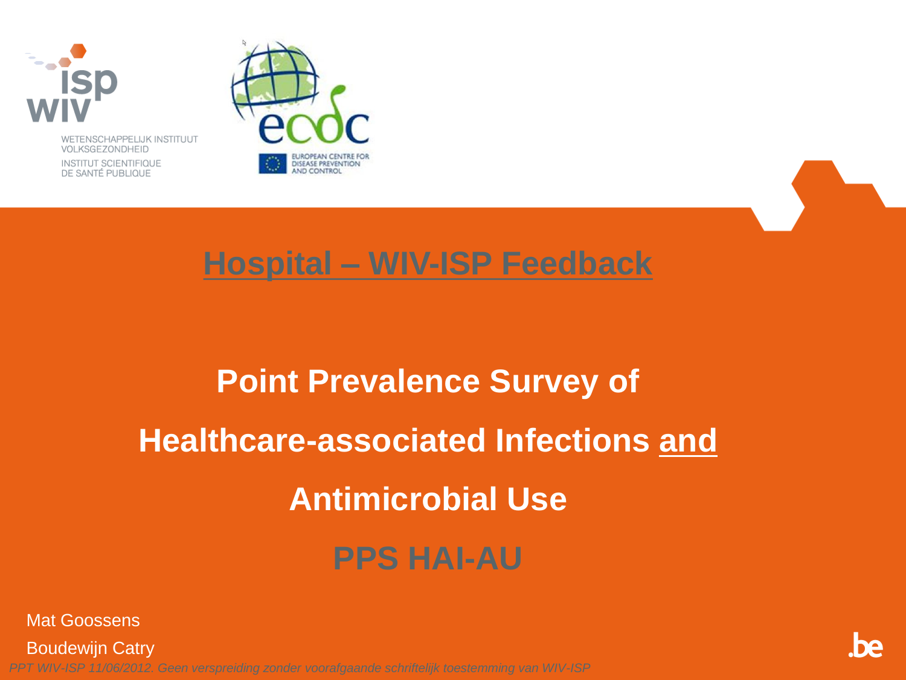WETENSCHAPPELIJK INSTITUUT VOLKSGEZONDHEID
INSTITUT SCIENTIFIQUE DE SANTÉ PUBLIQUE

EUROPEAN CENTRE FOR DISEASE PREVENTION AND CONTROL

# Hospital – WIV-ISP Feedback

## Point Prevalence Survey of Healthcare-associated Infections and Antimicrobial Use

## PPS HAI-AU

Mat Goossens

Boudewijn Catry

*PPT WIV-ISP 11/06/2012. Geen verspreiding zonder voorafgaande schriftelijk toestemming van WIV-ISP*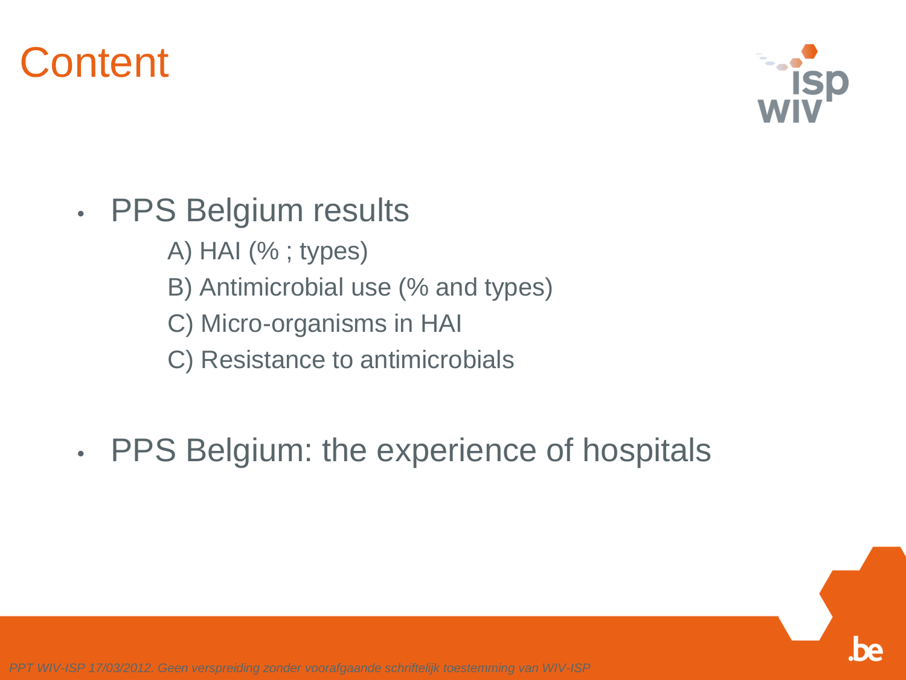# Content

- PPS Belgium results
  - A) HAI (% ; types)
  - B) Antimicrobial use (% and types)
  - C) Micro-organisms in HAI
  - C) Resistance to antimicrobials
- PPS Belgium: the experience of hospitals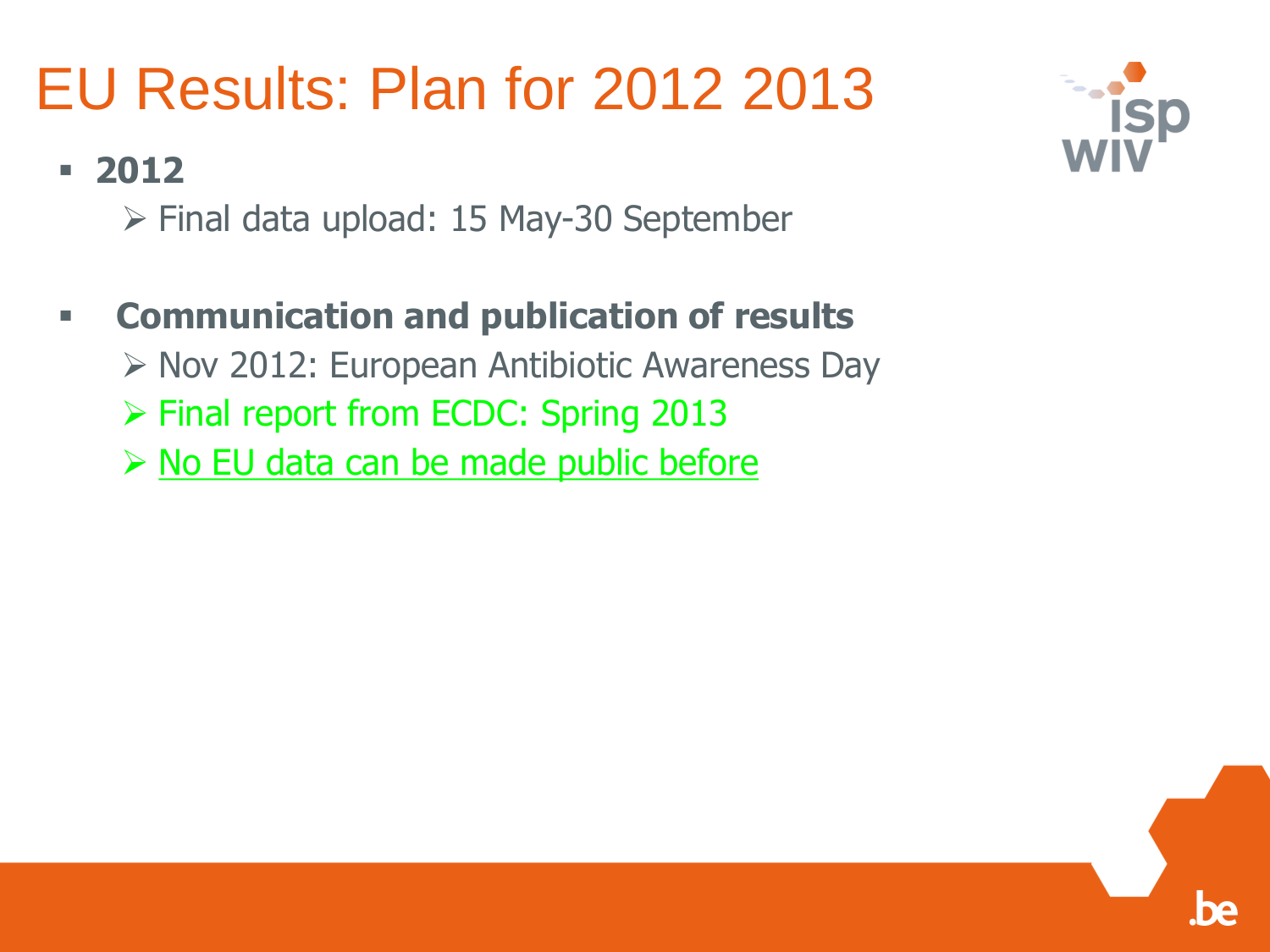# EU Results: Plan for 2012 2013

- **2012**
  - Final data upload: 15 May-30 September

- **Communication and publication of results**
  - Nov 2012: European Antibiotic Awareness Day
  - Final report from ECDC: Spring 2013
  - No EU data can be made public before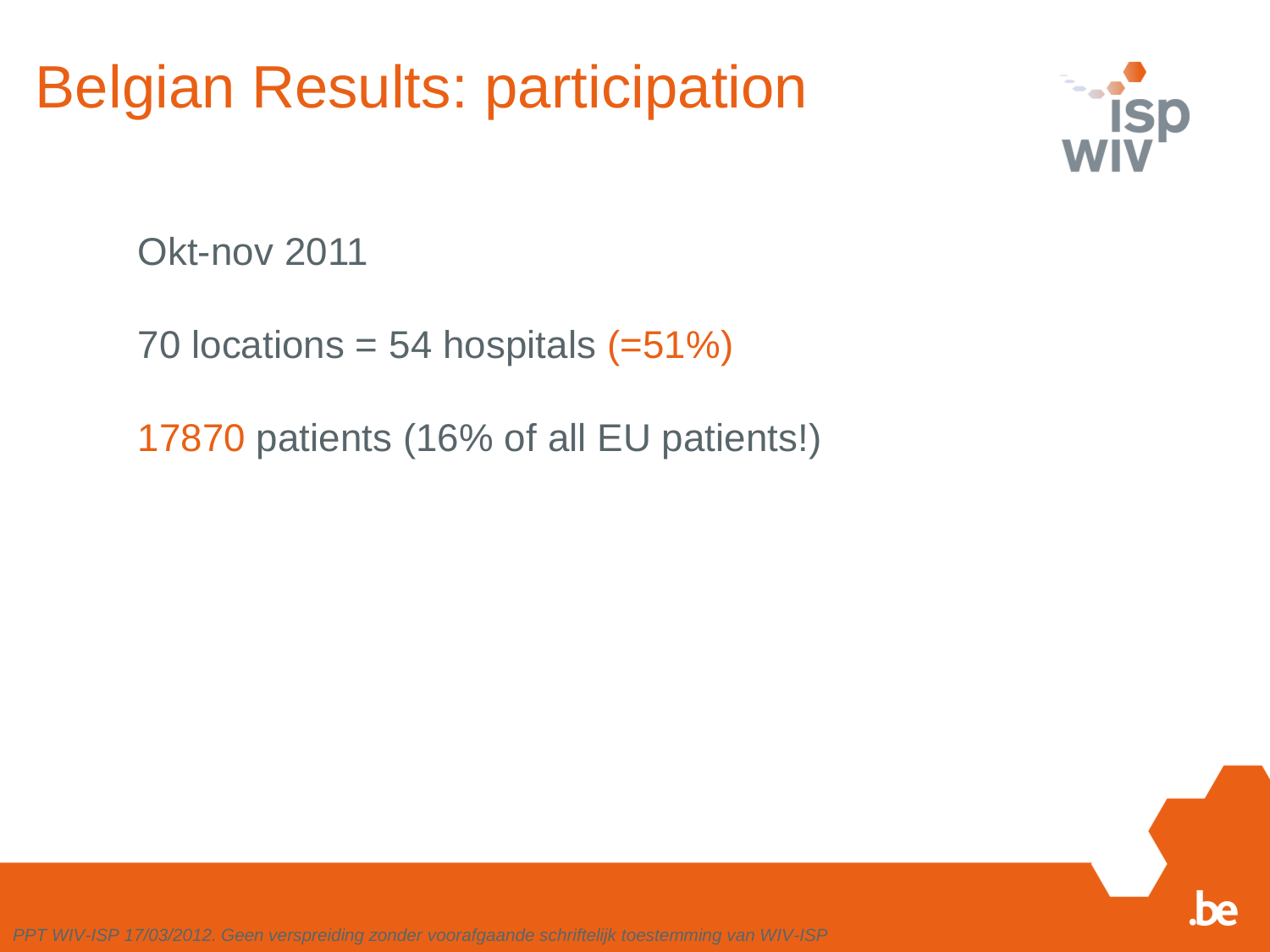# Belgian Results: participation

Okt-nov 2011

70 locations = 54 hospitals (=51%)

17870 patients (16% of all EU patients!)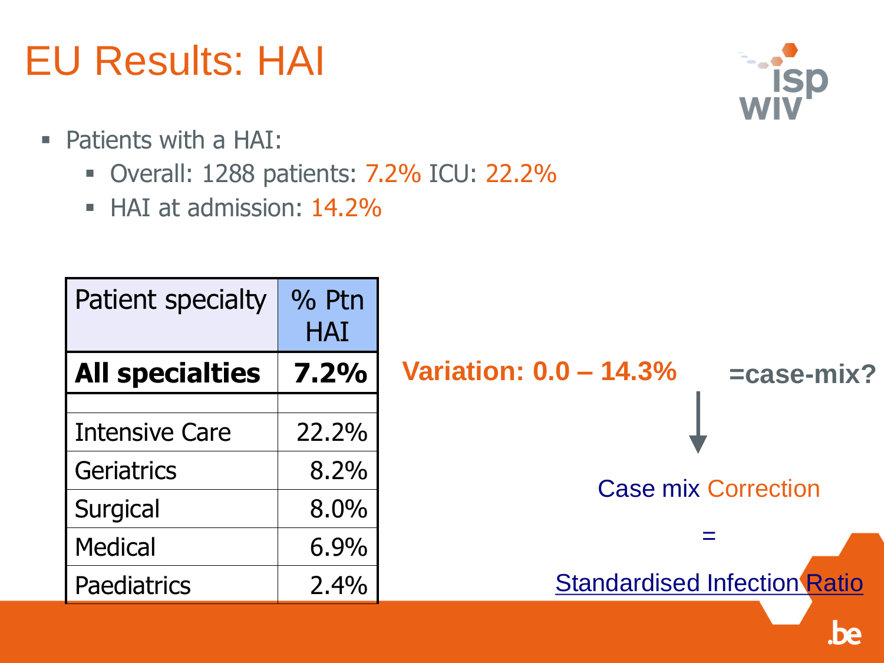# EU Results: HAI

- Patients with a HAI:
  - Overall: 1288 patients: 7.2% ICU: 22.2%
  - HAI at admission: 14.2%

| Patient specialty | % Ptn HAI |
|---|---|
| **All specialties** | **7.2%** |
| | |
| Intensive Care | 22.2% |
| Geriatrics | 8.2% |
| Surgical | 8.0% |
| Medical | 6.9% |
| Paediatrics | 2.4% |

**Variation: 0.0 – 14.3%**

**=case-mix?**

Case mix Correction

=

Standardised Infection Ratio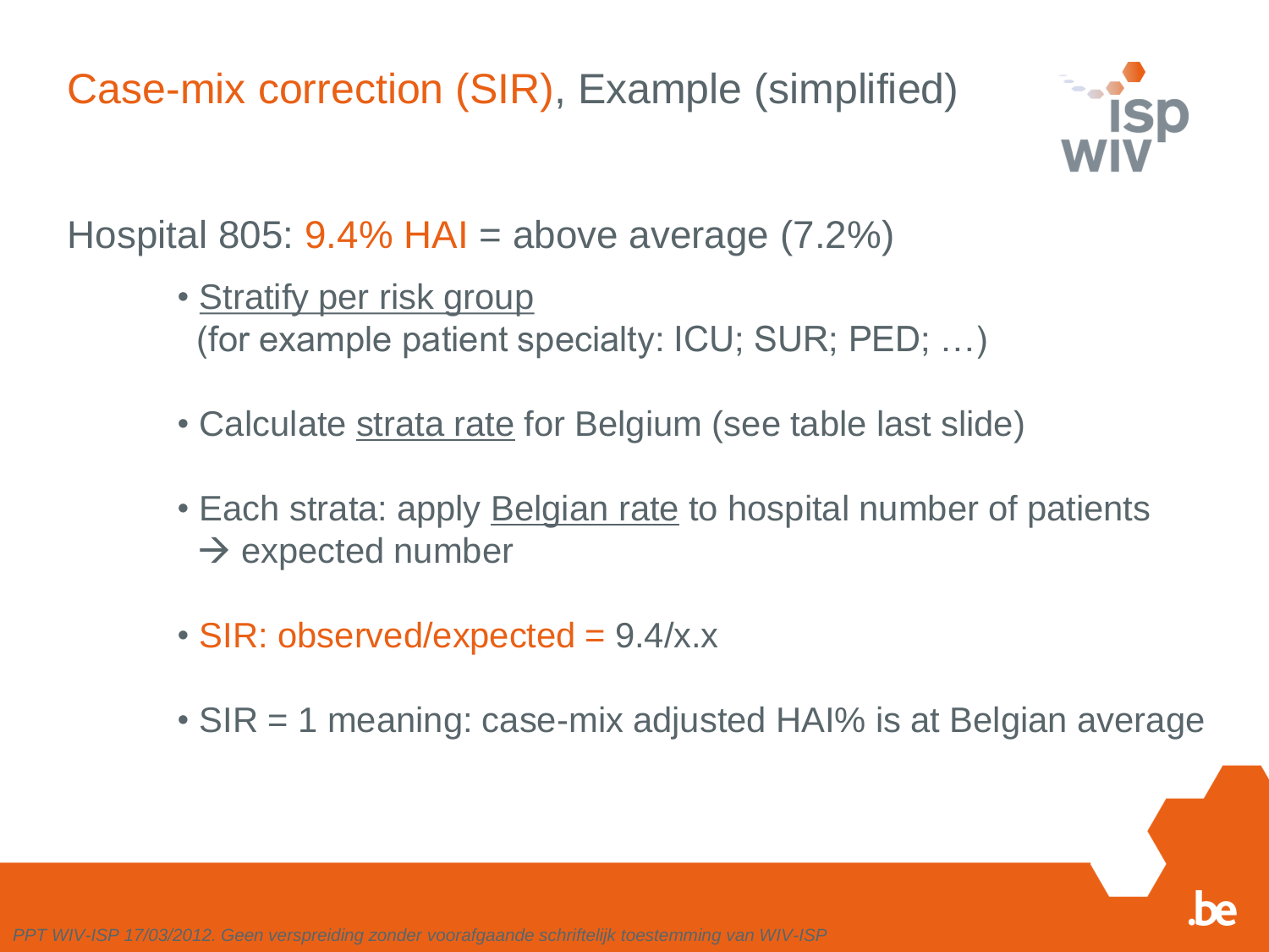# Case-mix correction (SIR), Example (simplified)

Hospital 805: 9.4% HAI = above average (7.2%)

- Stratify per risk group
  (for example patient specialty: ICU; SUR; PED; …)
- Calculate strata rate for Belgium (see table last slide)
- Each strata: apply Belgian rate to hospital number of patients
  → expected number
- SIR: observed/expected = 9.4/x.x
- SIR = 1 meaning: case-mix adjusted HAI% is at Belgian average

*PPT WIV-ISP 17/03/2012. Geen verspreiding zonder voorafgaande schriftelijk toestemming van WIV-ISP*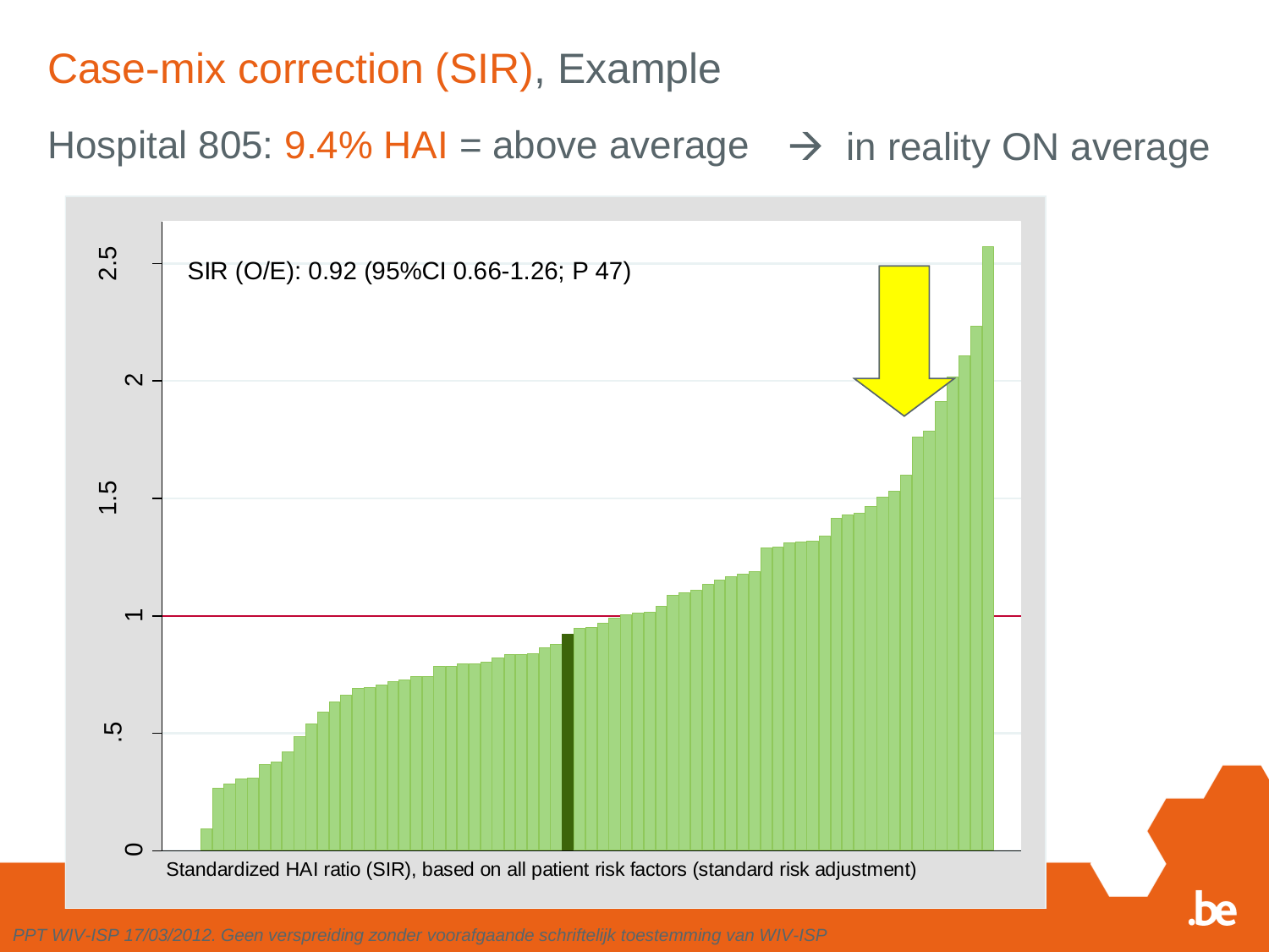# Case-mix correction (SIR), Example

Hospital 805: 9.4% HAI = above average → in reality ON average

SIR (O/E): 0.92 (95%CI 0.66-1.26; P 47)

Standardized HAI ratio (SIR), based on all patient risk factors (standard risk adjustment)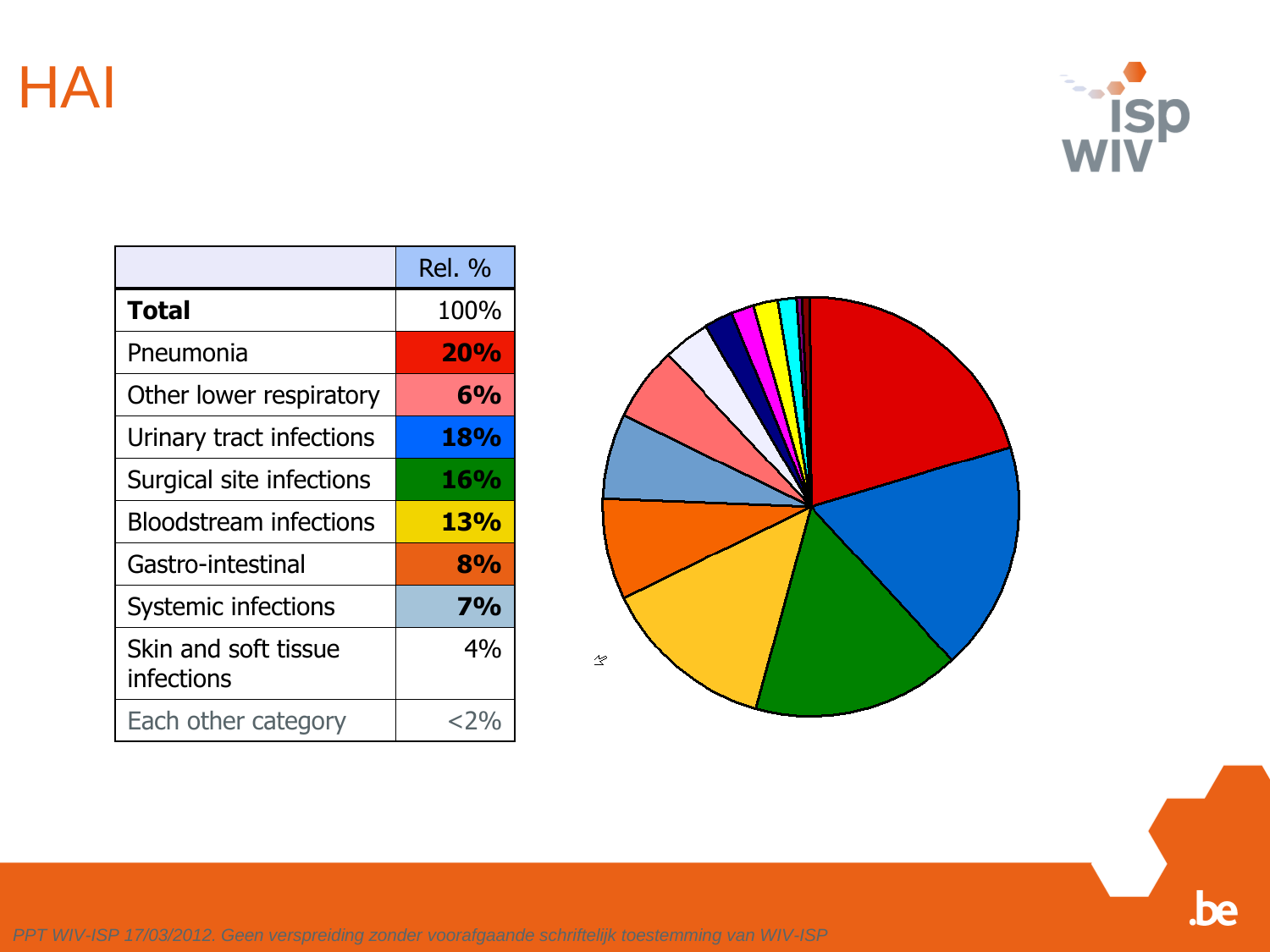# HAI

|  | Rel. % |
|---|---|
| **Total** | 100% |
| Pneumonia | **20%** |
| Other lower respiratory | **6%** |
| Urinary tract infections | **18%** |
| Surgical site infections | **16%** |
| Bloodstream infections | **13%** |
| Gastro-intestinal | **8%** |
| Systemic infections | **7%** |
| Skin and soft tissue infections | 4% |
| Each other category | <2% |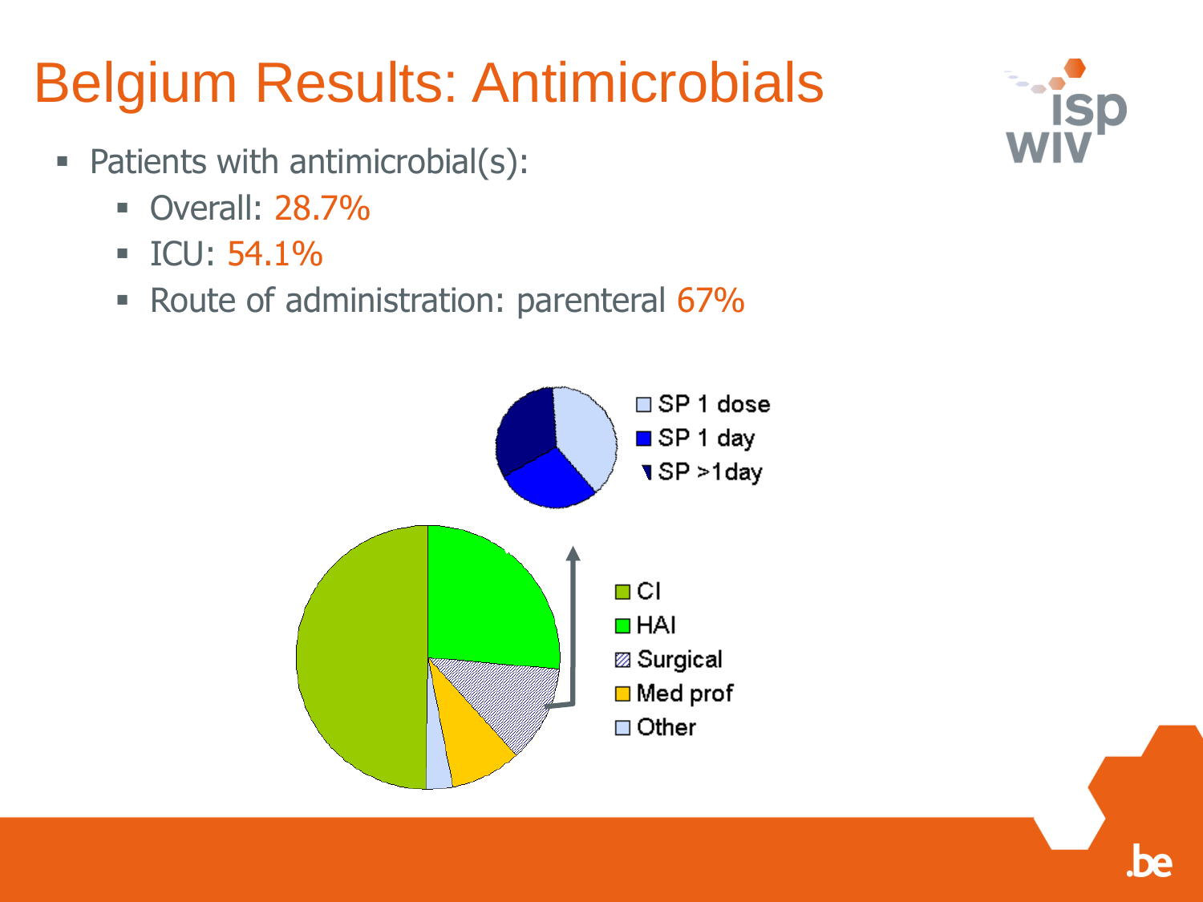# Belgium Results: Antimicrobials

- Patients with antimicrobial(s):
  - Overall: 28.7%
  - ICU: 54.1%
  - Route of administration: parenteral 67%

SP 1 dose
SP 1 day
SP >1day

CI
HAI
Surgical
Med prof
Other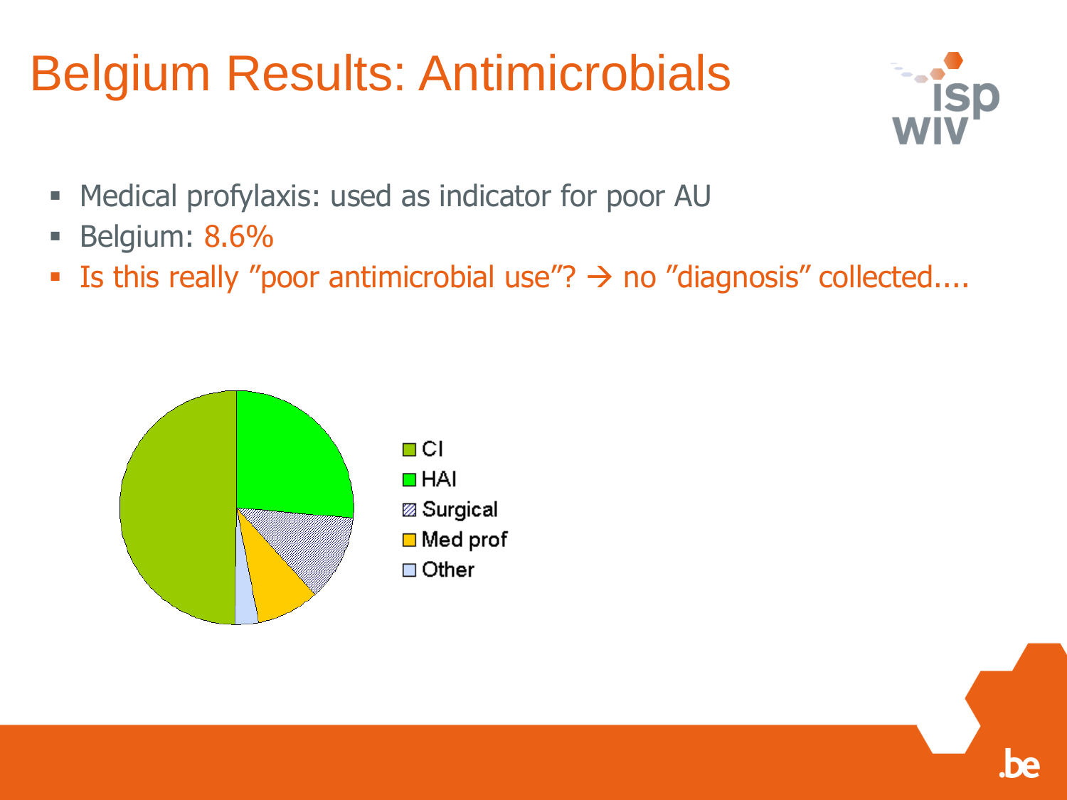# Belgium Results: Antimicrobials

- Medical profylaxis: used as indicator for poor AU
- Belgium: 8.6%
- Is this really ”poor antimicrobial use”? → no ”diagnosis” collected....

CI
HAI
Surgical
Med prof
Other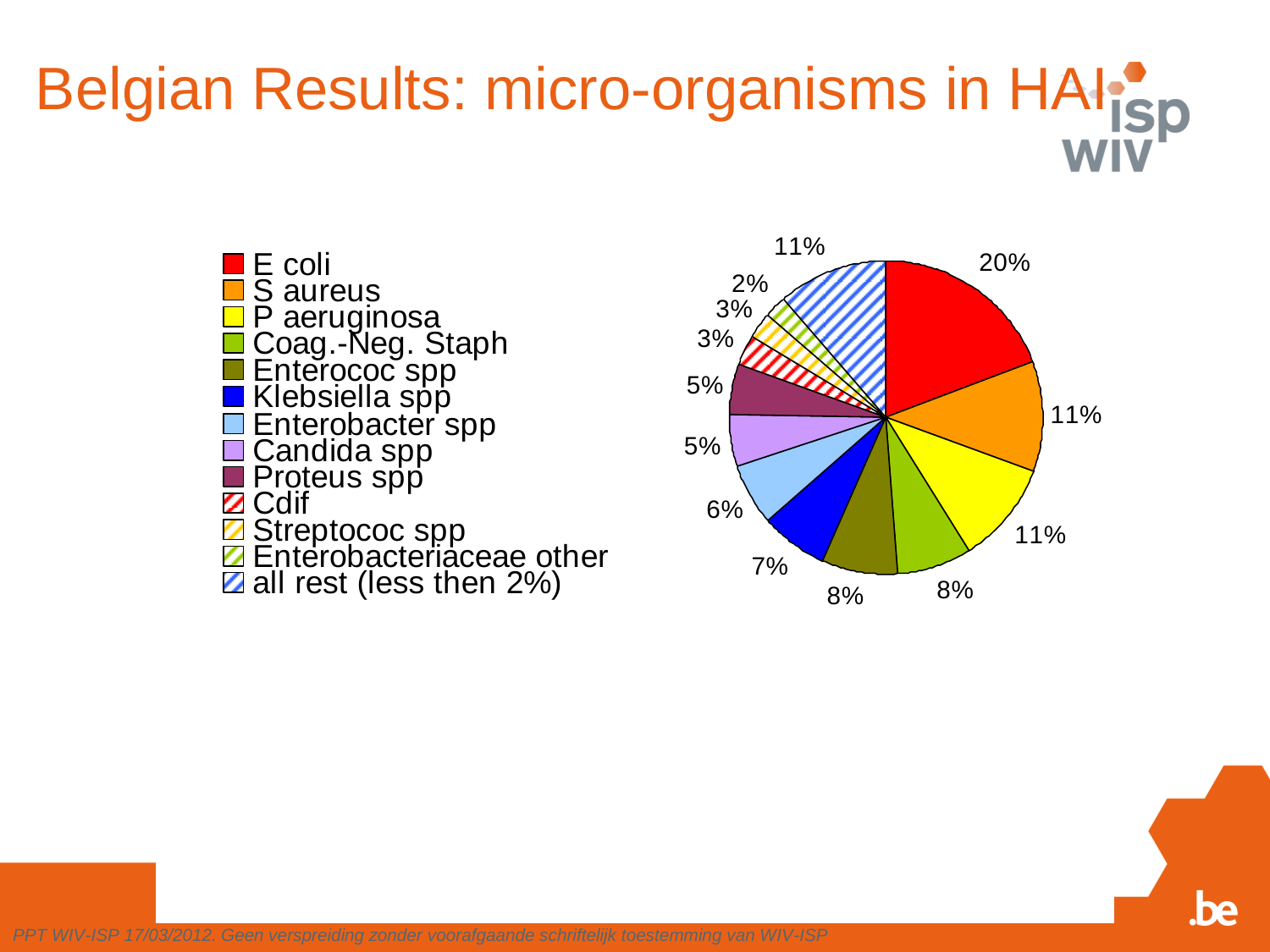# Belgian Results: micro-organisms in HAI

| Micro-organism | % |
| --- | --- |
| E coli | 20% |
| S aureus | 11% |
| P aeruginosa | 11% |
| Coag.-Neg. Staph | 8% |
| Enterococ spp | 8% |
| Klebsiella spp | 7% |
| Enterobacter spp | 6% |
| Candida spp | 5% |
| Proteus spp | 5% |
| Cdif | 3% |
| Streptococ spp | 3% |
| Enterobacteriaceae other | 2% |
| all rest (less then 2%) | 11% |

*PPT WIV-ISP 17/03/2012. Geen verspreiding zonder voorafgaande schriftelijk toestemming van WIV-ISP*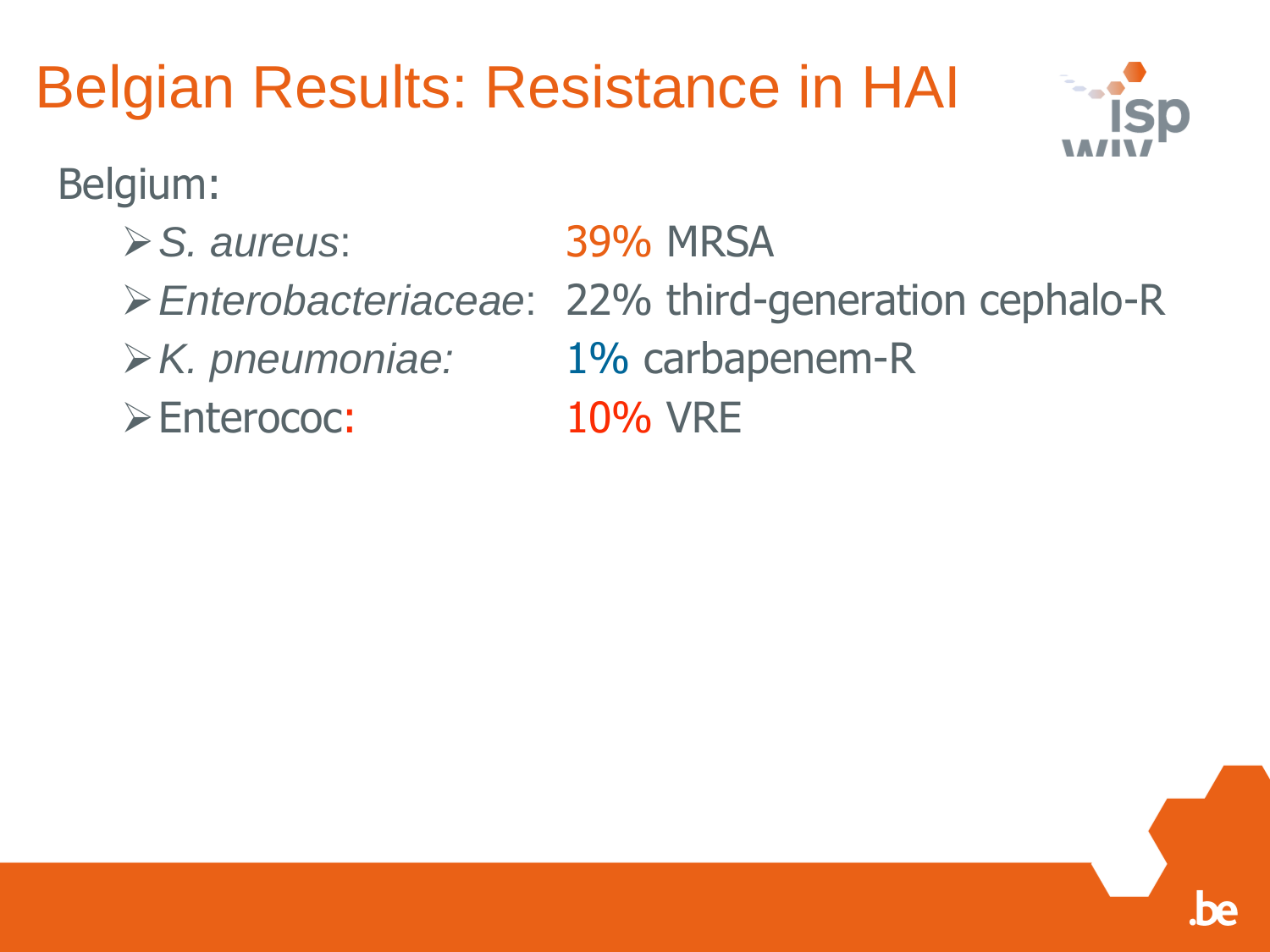# Belgian Results: Resistance in HAI

Belgium:

- *S. aureus*: 39% MRSA
- *Enterobacteriaceae*: 22% third-generation cephalo-R
- *K. pneumoniae:* 1% carbapenem-R
- Enterococ: 10% VRE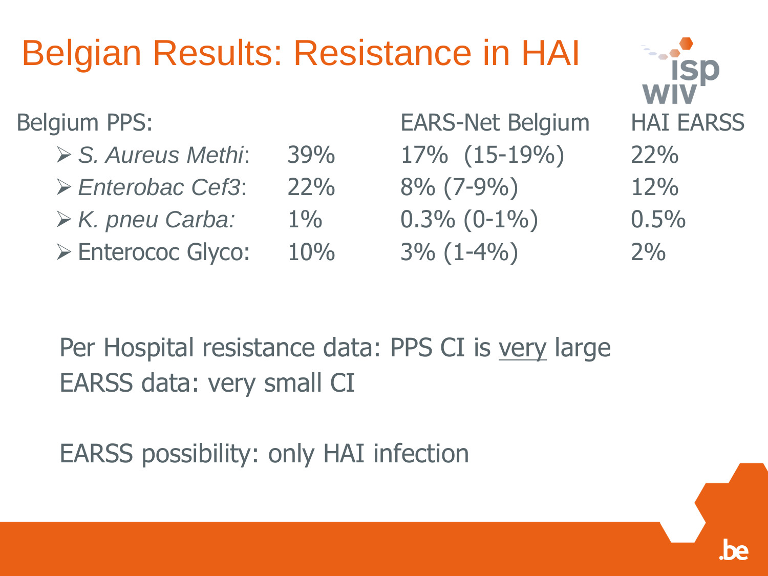# Belgian Results: Resistance in HAI

| Belgium PPS: | | EARS-Net Belgium | HAI EARSS |
|---|---|---|---|
| *S. Aureus Methi*: | 39% | 17% (15-19%) | 22% |
| *Enterobac Cef3*: | 22% | 8% (7-9%) | 12% |
| *K. pneu Carba:* | 1% | 0.3% (0-1%) | 0.5% |
| Enterococ Glyco: | 10% | 3% (1-4%) | 2% |

Per Hospital resistance data: PPS CI is <u>very</u> large

EARSS data: very small CI

EARSS possibility: only HAI infection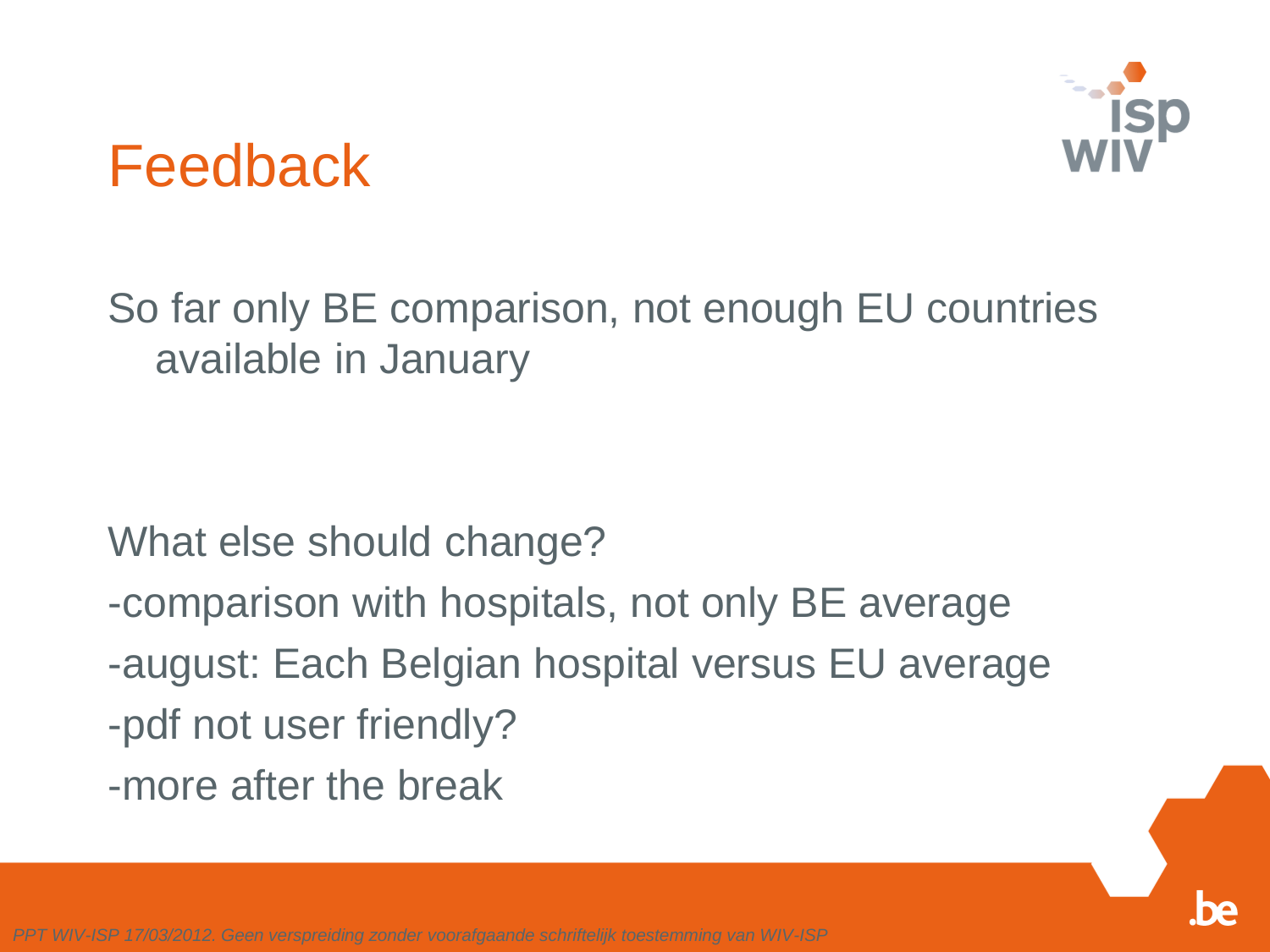# Feedback

So far only BE comparison, not enough EU countries available in January

What else should change?

-comparison with hospitals, not only BE average

-august: Each Belgian hospital versus EU average

-pdf not user friendly?

-more after the break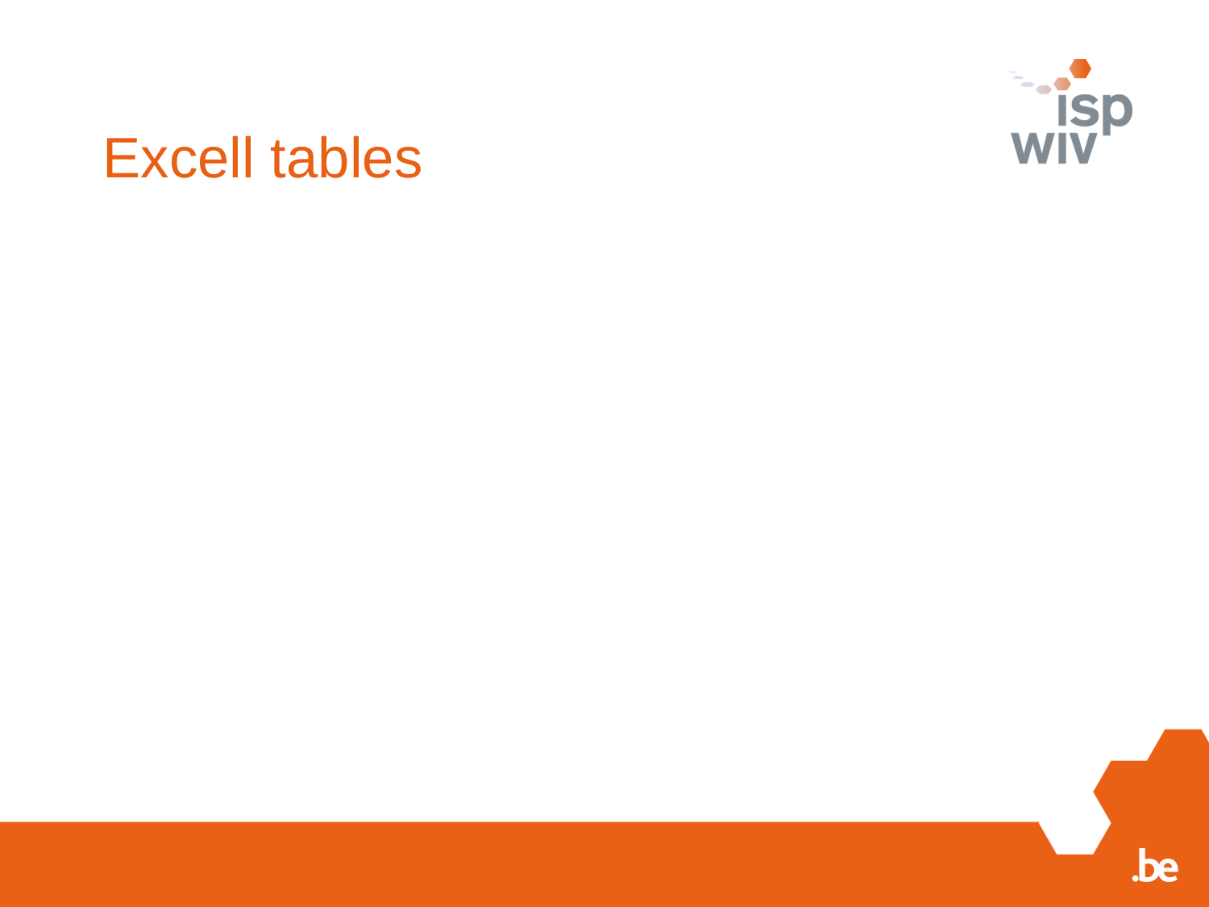# Excell tables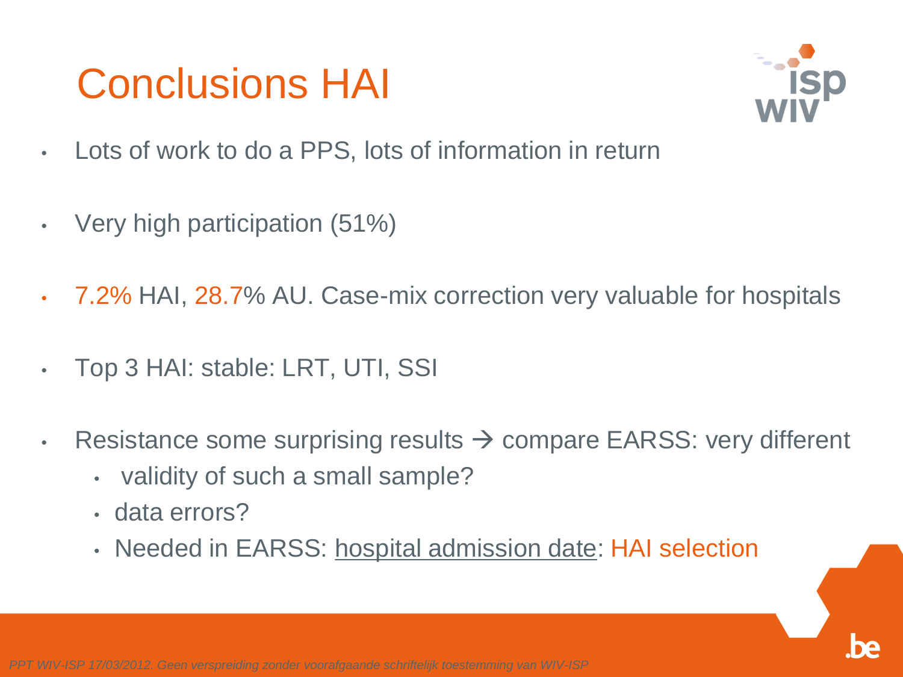# Conclusions HAI

- Lots of work to do a PPS, lots of information in return
- Very high participation (51%)
- 7.2% HAI, 28.7% AU. Case-mix correction very valuable for hospitals
- Top 3 HAI: stable: LRT, UTI, SSI
- Resistance some surprising results → compare EARSS: very different
  - validity of such a small sample?
  - data errors?
  - Needed in EARSS: hospital admission date: HAI selection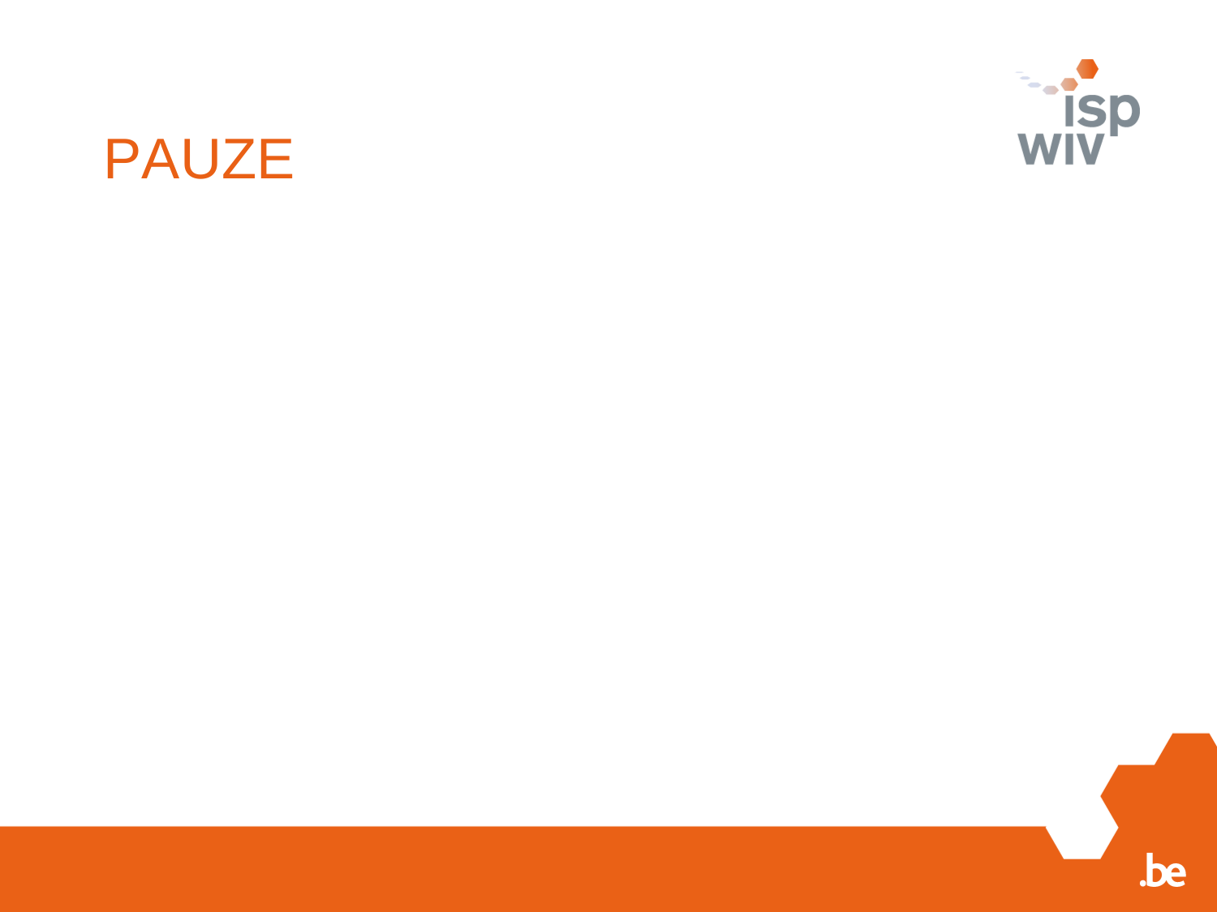# PAUZE